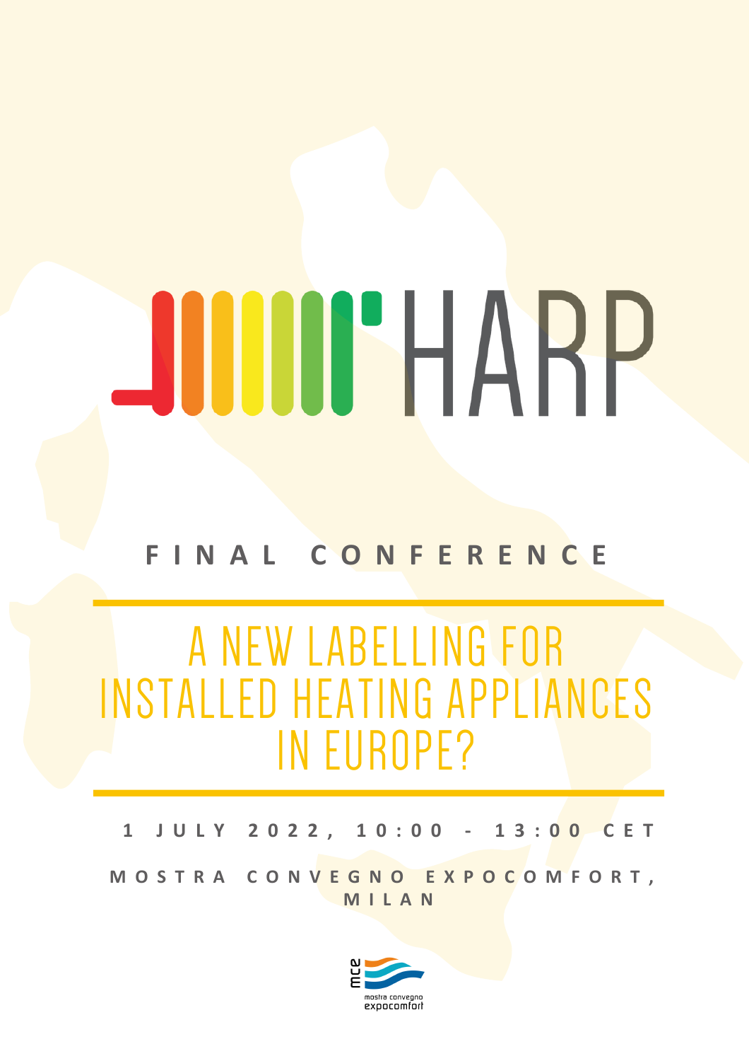# HARP

**FINAL CONFERENCE**

## A NEW LABELLING FOR INSTALLED HEATING APPLIANCES IN EUROPE?

**1 JULY 2022, 10:00 - 13:00 CET**

**MOSTRA CONVEGNO EXPOCOMFORT, MILAN**

mce mostra convegno expocomfort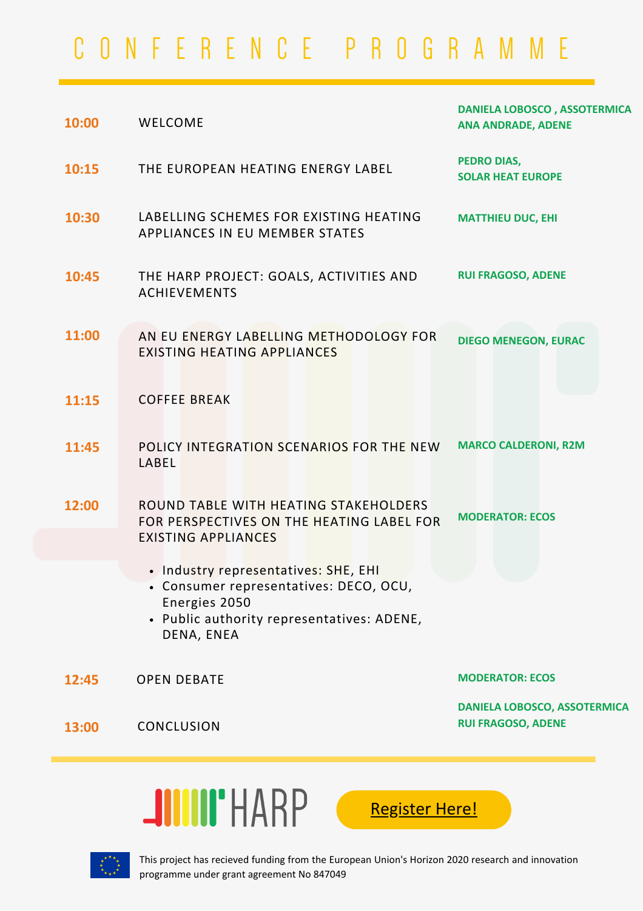# CONFERENCE PROGRAMME

| | | |
|---|---|---|
| **10:00** | WELCOME | **DANIELA LOBOSCO , ASSOTERMICA**<br>**ANA ANDRADE, ADENE** |
| **10:15** | THE EUROPEAN HEATING ENERGY LABEL | **PEDRO DIAS,**<br>**SOLAR HEAT EUROPE** |
| **10:30** | LABELLING SCHEMES FOR EXISTING HEATING APPLIANCES IN EU MEMBER STATES | **MATTHIEU DUC, EHI** |
| **10:45** | THE HARP PROJECT: GOALS, ACTIVITIES AND ACHIEVEMENTS | **RUI FRAGOSO, ADENE** |
| **11:00** | AN EU ENERGY LABELLING METHODOLOGY FOR EXISTING HEATING APPLIANCES | **DIEGO MENEGON, EURAC** |
| **11:15** | COFFEE BREAK | |
| **11:45** | POLICY INTEGRATION SCENARIOS FOR THE NEW LABEL | **MARCO CALDERONI, R2M** |
| **12:00** | ROUND TABLE WITH HEATING STAKEHOLDERS FOR PERSPECTIVES ON THE HEATING LABEL FOR EXISTING APPLIANCES<br>• Industry representatives: SHE, EHI<br>• Consumer representatives: DECO, OCU, Energies 2050<br>• Public authority representatives: ADENE, DENA, ENEA | **MODERATOR: ECOS** |
| **12:45** | OPEN DEBATE | **MODERATOR: ECOS** |
| **13:00** | CONCLUSION | **DANIELA LOBOSCO, ASSOTERMICA**<br>**RUI FRAGOSO, ADENE** |

HARP

Register Here!

This project has recieved funding from the European Union's Horizon 2020 research and innovation programme under grant agreement No 847049